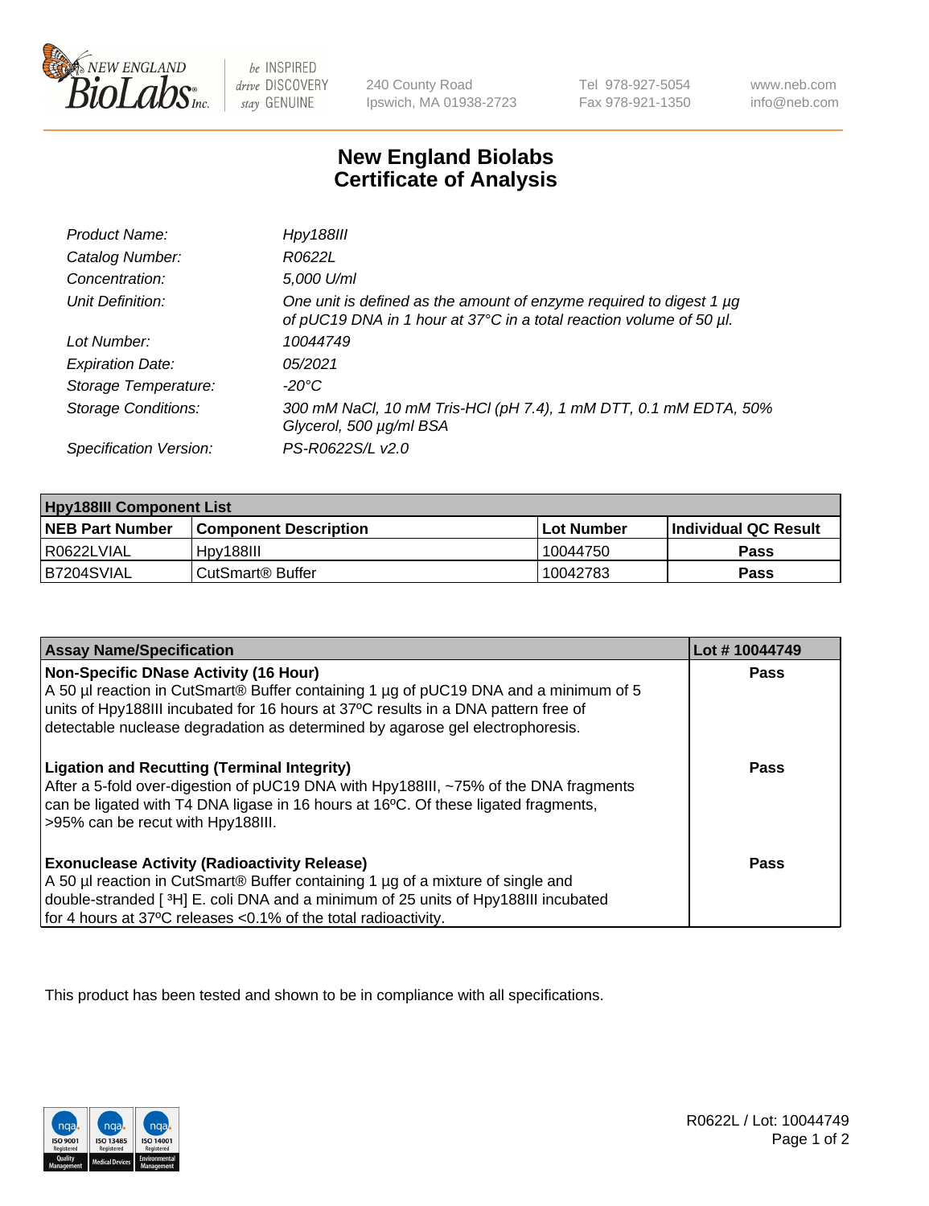New England BioLabs Inc. — be INSPIRED drive DISCOVERY stay GENUINE

240 County Road
Ipswich, MA 01938-2723

Tel 978-927-5054
Fax 978-921-1350

www.neb.com
info@neb.com

# New England Biolabs
# Certificate of Analysis

| | |
|---|---|
| *Product Name:* | *Hpy188III* |
| *Catalog Number:* | *R0622L* |
| *Concentration:* | *5,000 U/ml* |
| *Unit Definition:* | *One unit is defined as the amount of enzyme required to digest 1 µg of pUC19 DNA in 1 hour at 37°C in a total reaction volume of 50 µl.* |
| *Lot Number:* | *10044749* |
| *Expiration Date:* | *05/2021* |
| *Storage Temperature:* | *-20°C* |
| *Storage Conditions:* | *300 mM NaCl, 10 mM Tris-HCl (pH 7.4), 1 mM DTT, 0.1 mM EDTA, 50% Glycerol, 500 µg/ml BSA* |
| *Specification Version:* | *PS-R0622S/L v2.0* |

| Hpy188III Component List | | | |
|---|---|---|---|
| **NEB Part Number** | **Component Description** | **Lot Number** | **Individual QC Result** |
| R0622LVIAL | Hpy188III | 10044750 | **Pass** |
| B7204SVIAL | CutSmart® Buffer | 10042783 | **Pass** |

| Assay Name/Specification | Lot # 10044749 |
|---|---|
| **Non-Specific DNase Activity (16 Hour)**<br>A 50 µl reaction in CutSmart® Buffer containing 1 µg of pUC19 DNA and a minimum of 5 units of Hpy188III incubated for 16 hours at 37ºC results in a DNA pattern free of detectable nuclease degradation as determined by agarose gel electrophoresis. | **Pass** |
| **Ligation and Recutting (Terminal Integrity)**<br>After a 5-fold over-digestion of pUC19 DNA with Hpy188III, ~75% of the DNA fragments can be ligated with T4 DNA ligase in 16 hours at 16ºC. Of these ligated fragments, >95% can be recut with Hpy188III. | **Pass** |
| **Exonuclease Activity (Radioactivity Release)**<br>A 50 µl reaction in CutSmart® Buffer containing 1 µg of a mixture of single and double-stranded [ $^3$H] E. coli DNA and a minimum of 25 units of Hpy188III incubated for 4 hours at 37ºC releases <0.1% of the total radioactivity. | **Pass** |

This product has been tested and shown to be in compliance with all specifications.

R0622L / Lot: 10044749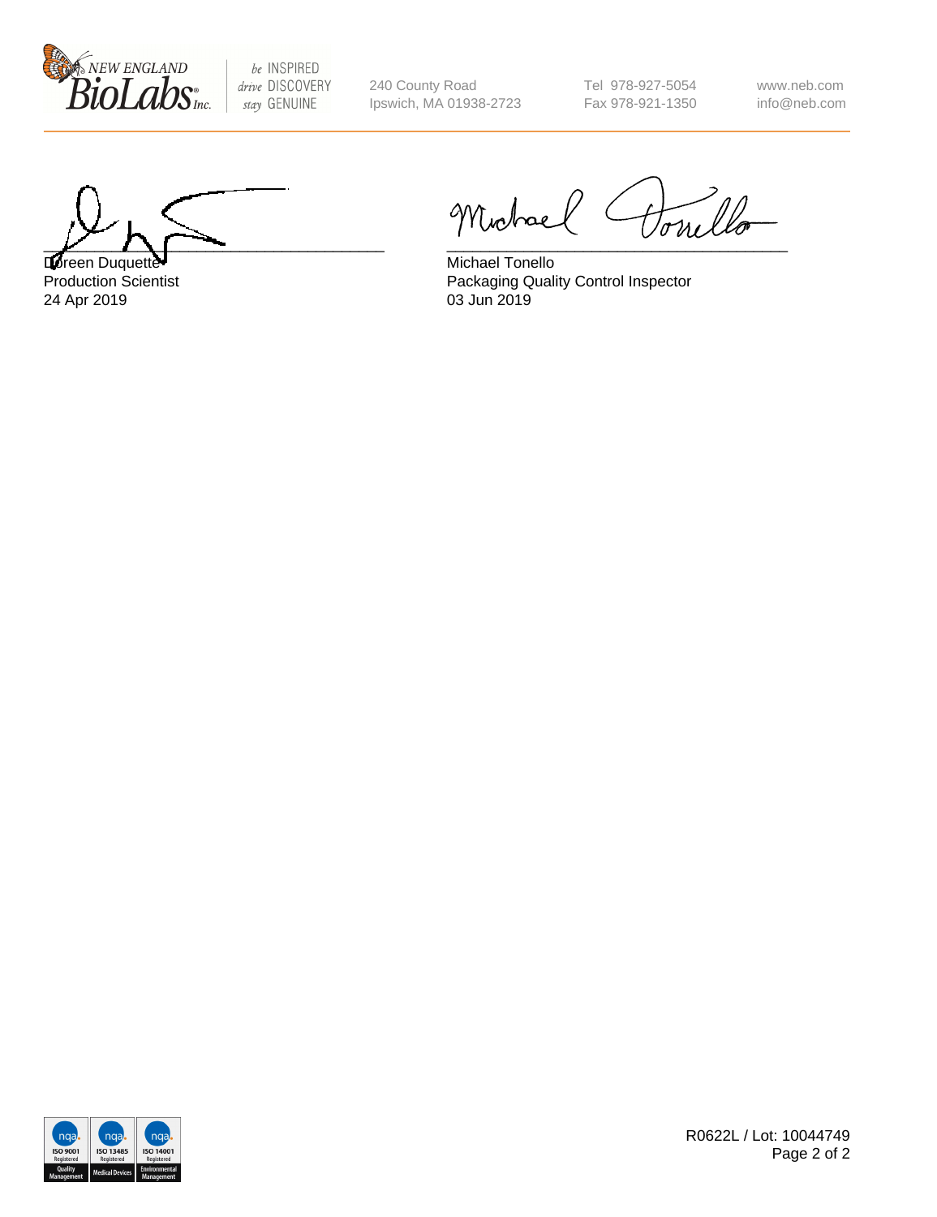Doreen Duquette
Production Scientist
24 Apr 2019

Michael Tonello
Packaging Quality Control Inspector
03 Jun 2019

R0622L / Lot: 10044749